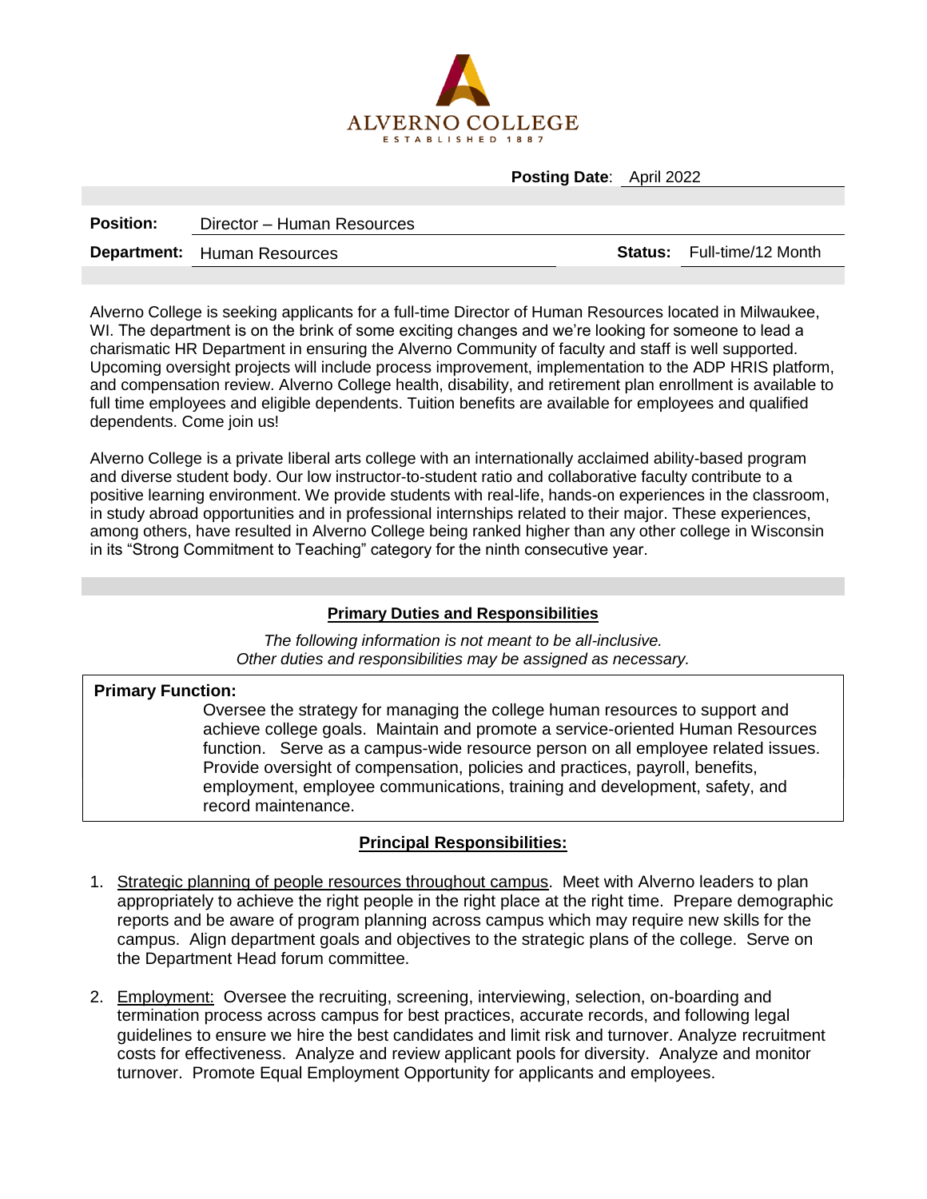ALVERNO COLLEGE

ESTABLISHED 1887

**Posting Date**: April 2022

| | | | |
|---|---|---|---|
| **Position:** | Director – Human Resources | | |
| **Department:** | Human Resources | **Status:** | Full-time/12 Month |

Alverno College is seeking applicants for a full-time Director of Human Resources located in Milwaukee, WI. The department is on the brink of some exciting changes and we're looking for someone to lead a charismatic HR Department in ensuring the Alverno Community of faculty and staff is well supported. Upcoming oversight projects will include process improvement, implementation to the ADP HRIS platform, and compensation review. Alverno College health, disability, and retirement plan enrollment is available to full time employees and eligible dependents. Tuition benefits are available for employees and qualified dependents. Come join us!

Alverno College is a private liberal arts college with an internationally acclaimed ability-based program and diverse student body. Our low instructor-to-student ratio and collaborative faculty contribute to a positive learning environment. We provide students with real-life, hands-on experiences in the classroom, in study abroad opportunities and in professional internships related to their major. These experiences, among others, have resulted in Alverno College being ranked higher than any other college in Wisconsin in its "Strong Commitment to Teaching" category for the ninth consecutive year.

## Primary Duties and Responsibilities

*The following information is not meant to be all-inclusive.*
*Other duties and responsibilities may be assigned as necessary.*

**Primary Function:**

Oversee the strategy for managing the college human resources to support and achieve college goals. Maintain and promote a service-oriented Human Resources function. Serve as a campus-wide resource person on all employee related issues. Provide oversight of compensation, policies and practices, payroll, benefits, employment, employee communications, training and development, safety, and record maintenance.

## Principal Responsibilities:

1. Strategic planning of people resources throughout campus. Meet with Alverno leaders to plan appropriately to achieve the right people in the right place at the right time. Prepare demographic reports and be aware of program planning across campus which may require new skills for the campus. Align department goals and objectives to the strategic plans of the college. Serve on the Department Head forum committee.

2. Employment: Oversee the recruiting, screening, interviewing, selection, on-boarding and termination process across campus for best practices, accurate records, and following legal guidelines to ensure we hire the best candidates and limit risk and turnover. Analyze recruitment costs for effectiveness. Analyze and review applicant pools for diversity. Analyze and monitor turnover. Promote Equal Employment Opportunity for applicants and employees.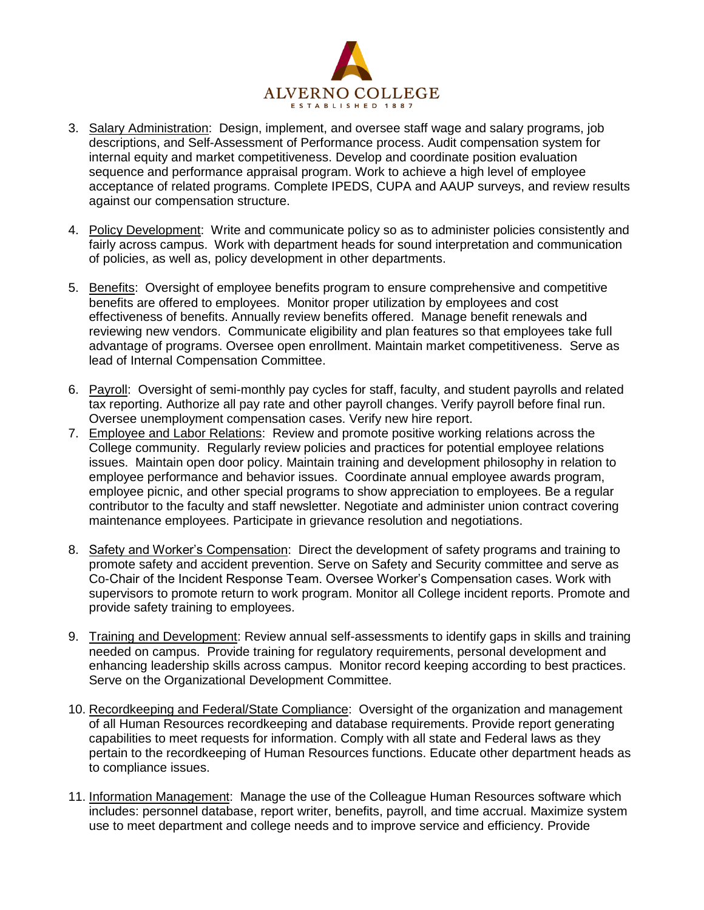3. Salary Administration: Design, implement, and oversee staff wage and salary programs, job descriptions, and Self-Assessment of Performance process. Audit compensation system for internal equity and market competitiveness. Develop and coordinate position evaluation sequence and performance appraisal program. Work to achieve a high level of employee acceptance of related programs. Complete IPEDS, CUPA and AAUP surveys, and review results against our compensation structure.

4. Policy Development: Write and communicate policy so as to administer policies consistently and fairly across campus. Work with department heads for sound interpretation and communication of policies, as well as, policy development in other departments.

5. Benefits: Oversight of employee benefits program to ensure comprehensive and competitive benefits are offered to employees. Monitor proper utilization by employees and cost effectiveness of benefits. Annually review benefits offered. Manage benefit renewals and reviewing new vendors. Communicate eligibility and plan features so that employees take full advantage of programs. Oversee open enrollment. Maintain market competitiveness. Serve as lead of Internal Compensation Committee.

6. Payroll: Oversight of semi-monthly pay cycles for staff, faculty, and student payrolls and related tax reporting. Authorize all pay rate and other payroll changes. Verify payroll before final run. Oversee unemployment compensation cases. Verify new hire report.

7. Employee and Labor Relations: Review and promote positive working relations across the College community. Regularly review policies and practices for potential employee relations issues. Maintain open door policy. Maintain training and development philosophy in relation to employee performance and behavior issues. Coordinate annual employee awards program, employee picnic, and other special programs to show appreciation to employees. Be a regular contributor to the faculty and staff newsletter. Negotiate and administer union contract covering maintenance employees. Participate in grievance resolution and negotiations.

8. Safety and Worker's Compensation: Direct the development of safety programs and training to promote safety and accident prevention. Serve on Safety and Security committee and serve as Co-Chair of the Incident Response Team. Oversee Worker's Compensation cases. Work with supervisors to promote return to work program. Monitor all College incident reports. Promote and provide safety training to employees.

9. Training and Development: Review annual self-assessments to identify gaps in skills and training needed on campus. Provide training for regulatory requirements, personal development and enhancing leadership skills across campus. Monitor record keeping according to best practices. Serve on the Organizational Development Committee.

10. Recordkeeping and Federal/State Compliance: Oversight of the organization and management of all Human Resources recordkeeping and database requirements. Provide report generating capabilities to meet requests for information. Comply with all state and Federal laws as they pertain to the recordkeeping of Human Resources functions. Educate other department heads as to compliance issues.

11. Information Management: Manage the use of the Colleague Human Resources software which includes: personnel database, report writer, benefits, payroll, and time accrual. Maximize system use to meet department and college needs and to improve service and efficiency. Provide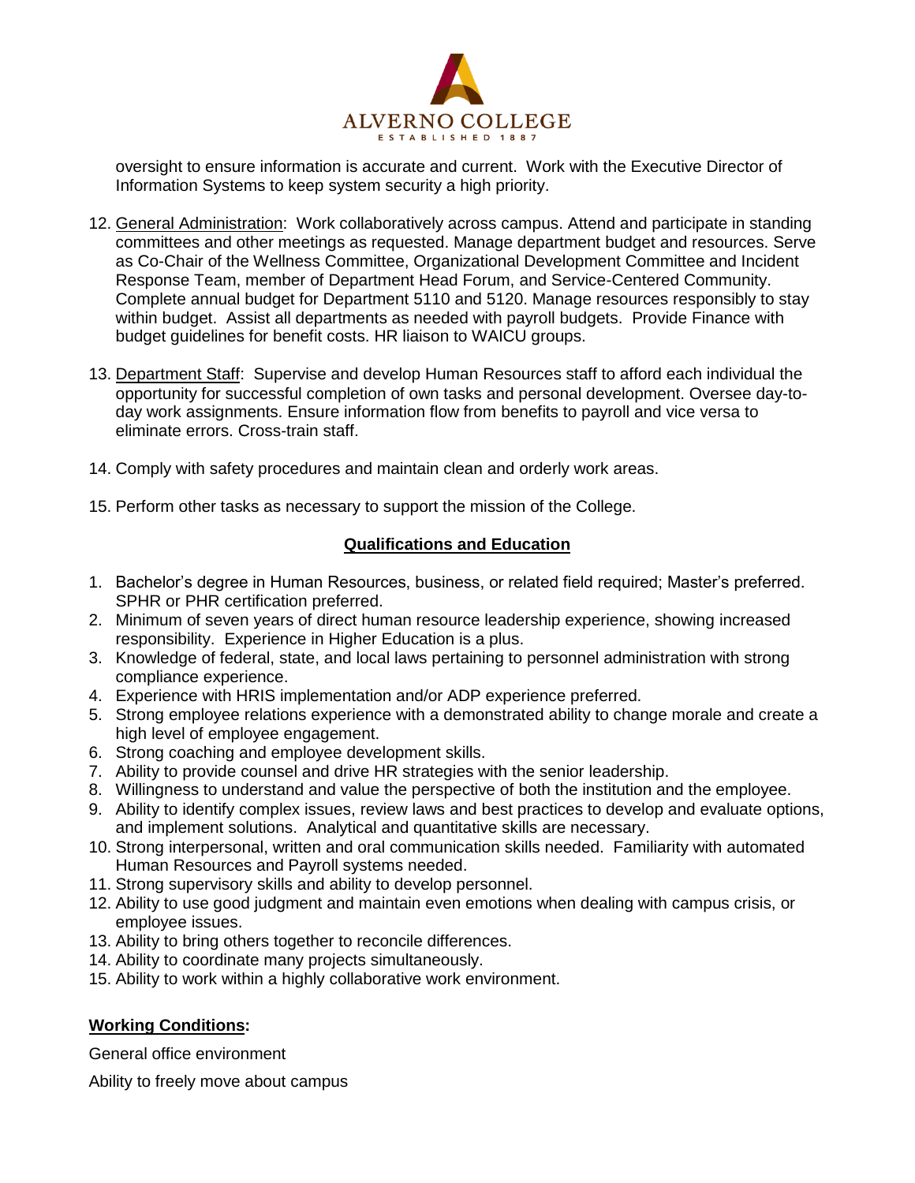oversight to ensure information is accurate and current. Work with the Executive Director of Information Systems to keep system security a high priority.

12. General Administration: Work collaboratively across campus. Attend and participate in standing committees and other meetings as requested. Manage department budget and resources. Serve as Co-Chair of the Wellness Committee, Organizational Development Committee and Incident Response Team, member of Department Head Forum, and Service-Centered Community. Complete annual budget for Department 5110 and 5120. Manage resources responsibly to stay within budget. Assist all departments as needed with payroll budgets. Provide Finance with budget guidelines for benefit costs. HR liaison to WAICU groups.

13. Department Staff: Supervise and develop Human Resources staff to afford each individual the opportunity for successful completion of own tasks and personal development. Oversee day-to-day work assignments. Ensure information flow from benefits to payroll and vice versa to eliminate errors. Cross-train staff.

14. Comply with safety procedures and maintain clean and orderly work areas.

15. Perform other tasks as necessary to support the mission of the College.

## Qualifications and Education

1. Bachelor's degree in Human Resources, business, or related field required; Master's preferred. SPHR or PHR certification preferred.
2. Minimum of seven years of direct human resource leadership experience, showing increased responsibility. Experience in Higher Education is a plus.
3. Knowledge of federal, state, and local laws pertaining to personnel administration with strong compliance experience.
4. Experience with HRIS implementation and/or ADP experience preferred.
5. Strong employee relations experience with a demonstrated ability to change morale and create a high level of employee engagement.
6. Strong coaching and employee development skills.
7. Ability to provide counsel and drive HR strategies with the senior leadership.
8. Willingness to understand and value the perspective of both the institution and the employee.
9. Ability to identify complex issues, review laws and best practices to develop and evaluate options, and implement solutions. Analytical and quantitative skills are necessary.
10. Strong interpersonal, written and oral communication skills needed. Familiarity with automated Human Resources and Payroll systems needed.
11. Strong supervisory skills and ability to develop personnel.
12. Ability to use good judgment and maintain even emotions when dealing with campus crisis, or employee issues.
13. Ability to bring others together to reconcile differences.
14. Ability to coordinate many projects simultaneously.
15. Ability to work within a highly collaborative work environment.

## Working Conditions:

General office environment

Ability to freely move about campus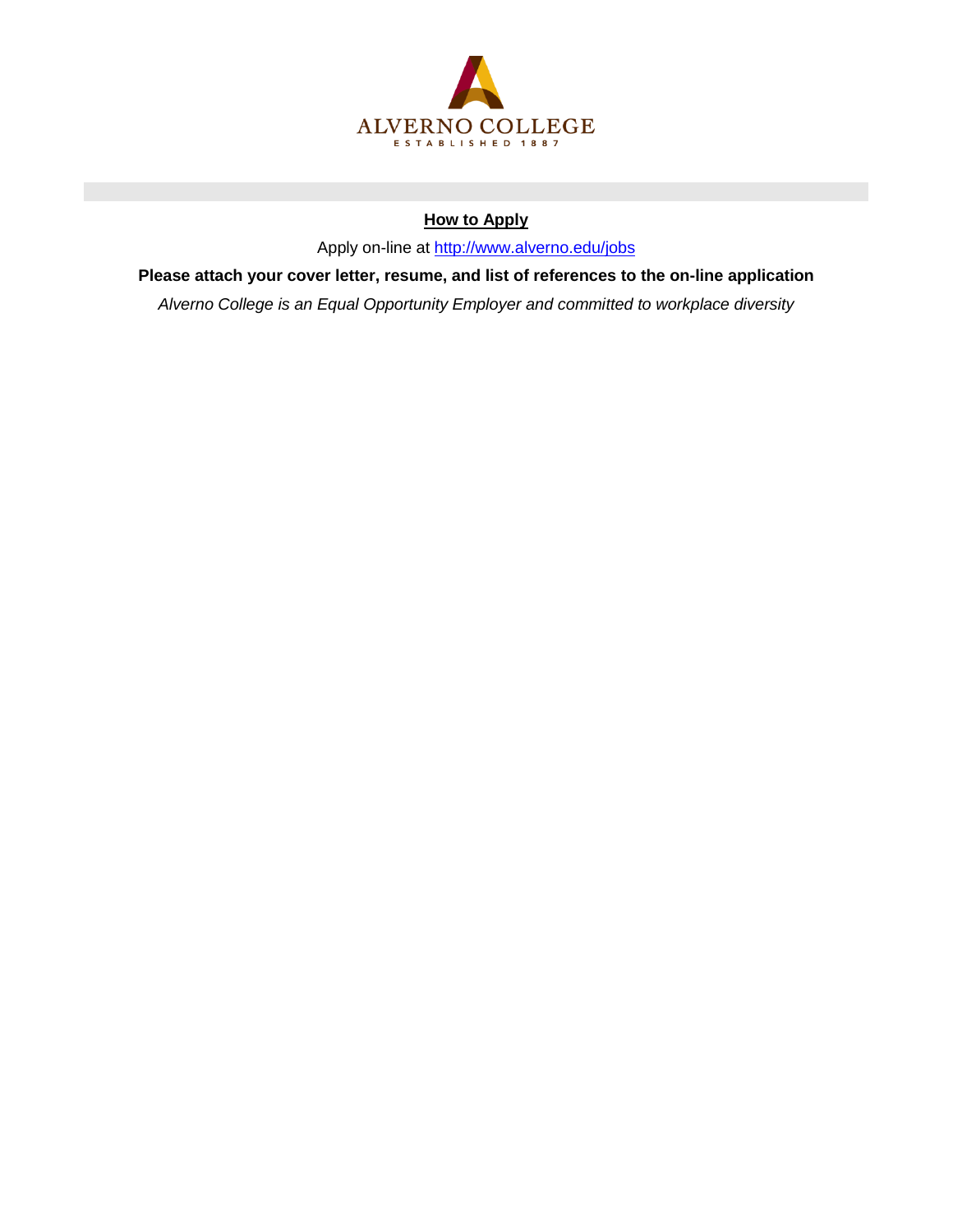ALVERNO COLLEGE

ESTABLISHED 1887

**How to Apply**

Apply on-line at http://www.alverno.edu/jobs

**Please attach your cover letter, resume, and list of references to the on-line application**

*Alverno College is an Equal Opportunity Employer and committed to workplace diversity*